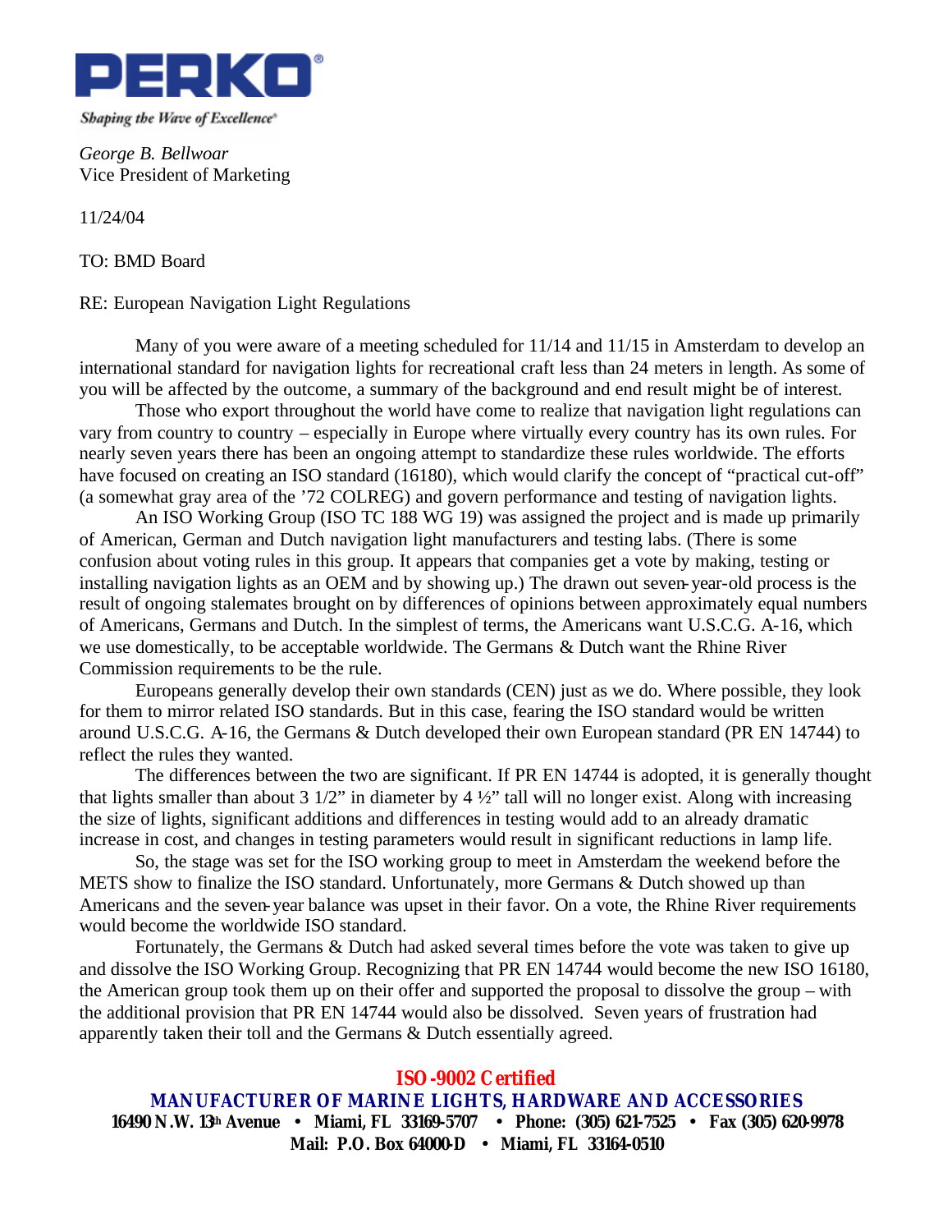**PERKO**®

*Shaping the Wave of Excellence*®

*George B. Bellwoar*
Vice President of Marketing

11/24/04

TO: BMD Board

RE: European Navigation Light Regulations

Many of you were aware of a meeting scheduled for 11/14 and 11/15 in Amsterdam to develop an international standard for navigation lights for recreational craft less than 24 meters in length. As some of you will be affected by the outcome, a summary of the background and end result might be of interest.

Those who export throughout the world have come to realize that navigation light regulations can vary from country to country – especially in Europe where virtually every country has its own rules. For nearly seven years there has been an ongoing attempt to standardize these rules worldwide. The efforts have focused on creating an ISO standard (16180), which would clarify the concept of "practical cut-off" (a somewhat gray area of the '72 COLREG) and govern performance and testing of navigation lights.

An ISO Working Group (ISO TC 188 WG 19) was assigned the project and is made up primarily of American, German and Dutch navigation light manufacturers and testing labs. (There is some confusion about voting rules in this group. It appears that companies get a vote by making, testing or installing navigation lights as an OEM and by showing up.) The drawn out seven-year-old process is the result of ongoing stalemates brought on by differences of opinions between approximately equal numbers of Americans, Germans and Dutch. In the simplest of terms, the Americans want U.S.C.G. A-16, which we use domestically, to be acceptable worldwide. The Germans & Dutch want the Rhine River Commission requirements to be the rule.

Europeans generally develop their own standards (CEN) just as we do. Where possible, they look for them to mirror related ISO standards. But in this case, fearing the ISO standard would be written around U.S.C.G. A-16, the Germans & Dutch developed their own European standard (PR EN 14744) to reflect the rules they wanted.

The differences between the two are significant. If PR EN 14744 is adopted, it is generally thought that lights smaller than about 3 1/2" in diameter by 4 ½" tall will no longer exist. Along with increasing the size of lights, significant additions and differences in testing would add to an already dramatic increase in cost, and changes in testing parameters would result in significant reductions in lamp life.

So, the stage was set for the ISO working group to meet in Amsterdam the weekend before the METS show to finalize the ISO standard. Unfortunately, more Germans & Dutch showed up than Americans and the seven-year balance was upset in their favor. On a vote, the Rhine River requirements would become the worldwide ISO standard.

Fortunately, the Germans & Dutch had asked several times before the vote was taken to give up and dissolve the ISO Working Group. Recognizing that PR EN 14744 would become the new ISO 16180, the American group took them up on their offer and supported the proposal to dissolve the group – with the additional provision that PR EN 14744 would also be dissolved. Seven years of frustration had apparently taken their toll and the Germans & Dutch essentially agreed.

**ISO-9002 Certified**

**MANUFACTURER OF MARINE LIGHTS, HARDWARE AND ACCESSORIES**

**16490 N.W. 13th Avenue • Miami, FL 33169-5707 • Phone: (305) 621-7525 • Fax (305) 620-9978**

**Mail: P.O. Box 64000-D • Miami, FL 33164-0510**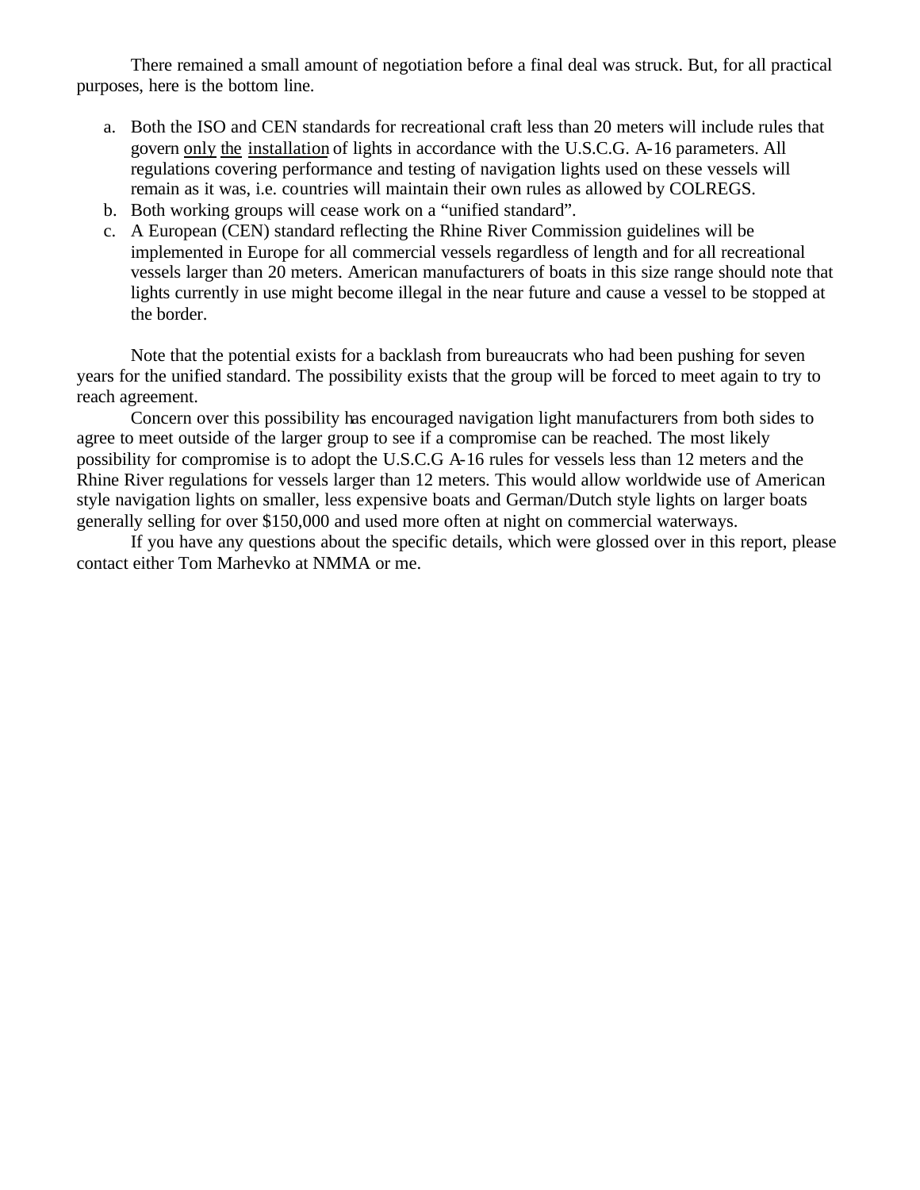There remained a small amount of negotiation before a final deal was struck. But, for all practical purposes, here is the bottom line.

a. Both the ISO and CEN standards for recreational craft less than 20 meters will include rules that govern <u>only the installation</u> of lights in accordance with the U.S.C.G. A-16 parameters. All regulations covering performance and testing of navigation lights used on these vessels will remain as it was, i.e. countries will maintain their own rules as allowed by COLREGS.
b. Both working groups will cease work on a "unified standard".
c. A European (CEN) standard reflecting the Rhine River Commission guidelines will be implemented in Europe for all commercial vessels regardless of length and for all recreational vessels larger than 20 meters. American manufacturers of boats in this size range should note that lights currently in use might become illegal in the near future and cause a vessel to be stopped at the border.

Note that the potential exists for a backlash from bureaucrats who had been pushing for seven years for the unified standard. The possibility exists that the group will be forced to meet again to try to reach agreement.

Concern over this possibility has encouraged navigation light manufacturers from both sides to agree to meet outside of the larger group to see if a compromise can be reached. The most likely possibility for compromise is to adopt the U.S.C.G A-16 rules for vessels less than 12 meters and the Rhine River regulations for vessels larger than 12 meters. This would allow worldwide use of American style navigation lights on smaller, less expensive boats and German/Dutch style lights on larger boats generally selling for over $150,000 and used more often at night on commercial waterways.

If you have any questions about the specific details, which were glossed over in this report, please contact either Tom Marhevko at NMMA or me.